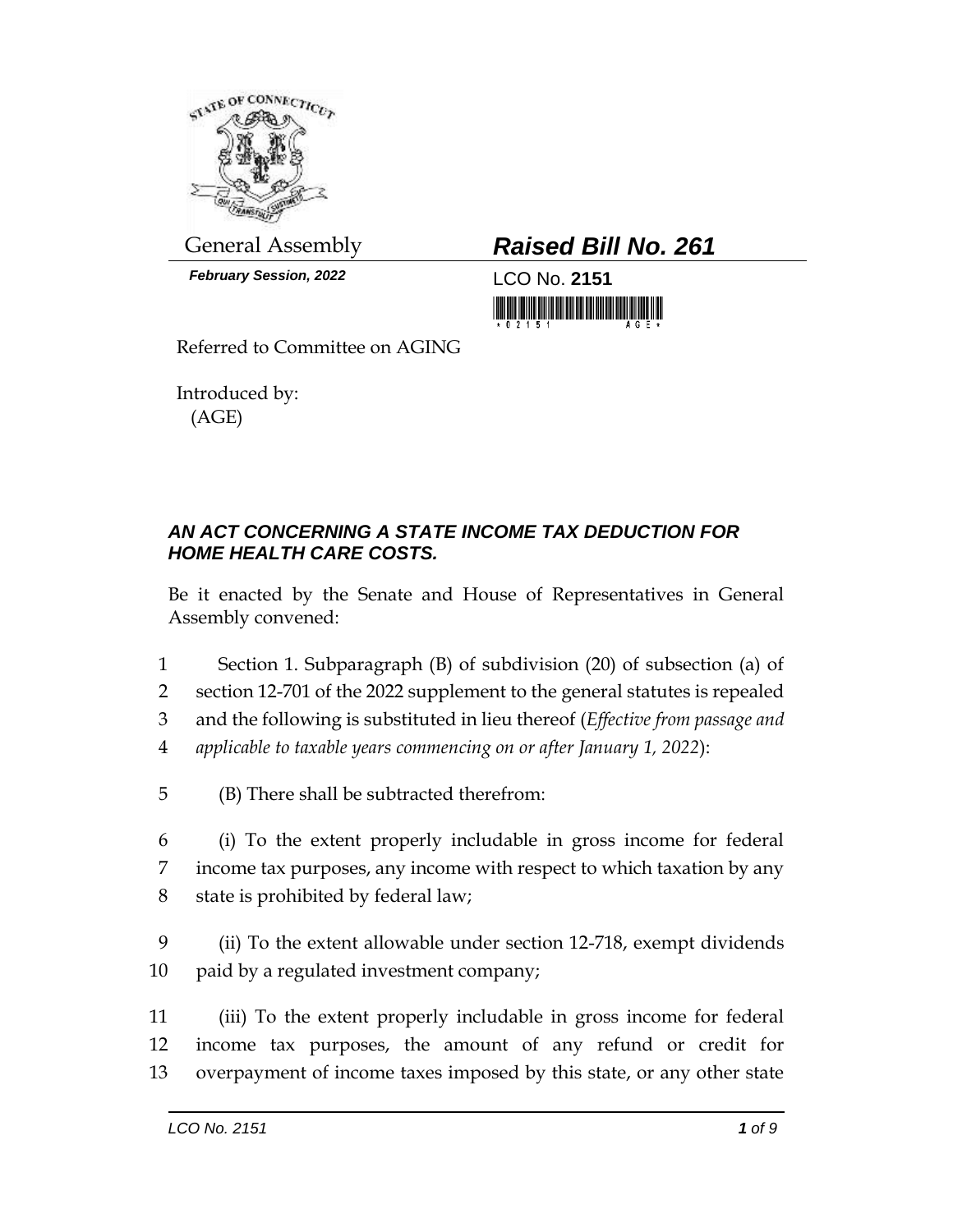General Assembly

***February Session, 2022***

# ***Raised Bill No. 261***

LCO No. **2151**

Referred to Committee on AGING

Introduced by:
(AGE)

## ***AN ACT CONCERNING A STATE INCOME TAX DEDUCTION FOR HOME HEALTH CARE COSTS.***

Be it enacted by the Senate and House of Representatives in General Assembly convened:

1 Section 1. Subparagraph (B) of subdivision (20) of subsection (a) of
2 section 12-701 of the 2022 supplement to the general statutes is repealed
3 and the following is substituted in lieu thereof (*Effective from passage and*
4 *applicable to taxable years commencing on or after January 1, 2022*):

5 (B) There shall be subtracted therefrom:

6 (i) To the extent properly includable in gross income for federal
7 income tax purposes, any income with respect to which taxation by any
8 state is prohibited by federal law;

9 (ii) To the extent allowable under section 12-718, exempt dividends
10 paid by a regulated investment company;

11 (iii) To the extent properly includable in gross income for federal
12 income tax purposes, the amount of any refund or credit for
13 overpayment of income taxes imposed by this state, or any other state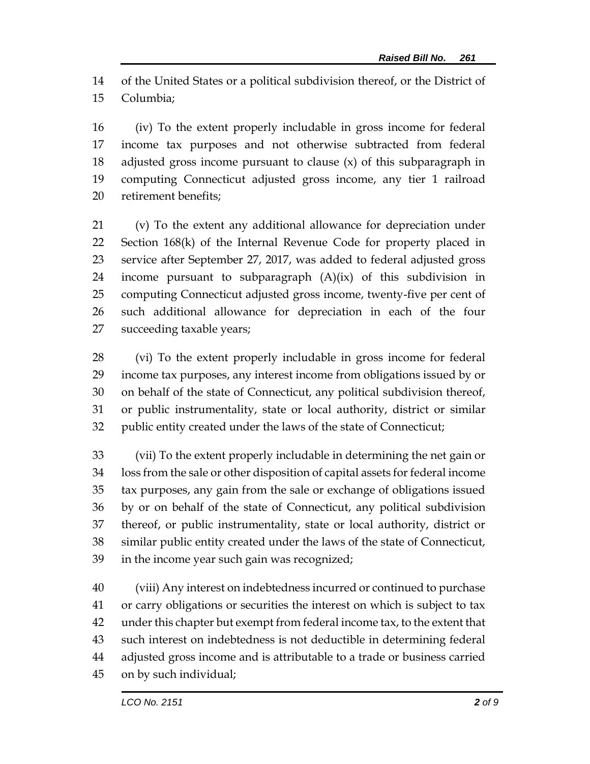of the United States or a political subdivision thereof, or the District of Columbia;

(iv) To the extent properly includable in gross income for federal income tax purposes and not otherwise subtracted from federal adjusted gross income pursuant to clause (x) of this subparagraph in computing Connecticut adjusted gross income, any tier 1 railroad retirement benefits;

(v) To the extent any additional allowance for depreciation under Section 168(k) of the Internal Revenue Code for property placed in service after September 27, 2017, was added to federal adjusted gross income pursuant to subparagraph (A)(ix) of this subdivision in computing Connecticut adjusted gross income, twenty-five per cent of such additional allowance for depreciation in each of the four succeeding taxable years;

(vi) To the extent properly includable in gross income for federal income tax purposes, any interest income from obligations issued by or on behalf of the state of Connecticut, any political subdivision thereof, or public instrumentality, state or local authority, district or similar public entity created under the laws of the state of Connecticut;

(vii) To the extent properly includable in determining the net gain or loss from the sale or other disposition of capital assets for federal income tax purposes, any gain from the sale or exchange of obligations issued by or on behalf of the state of Connecticut, any political subdivision thereof, or public instrumentality, state or local authority, district or similar public entity created under the laws of the state of Connecticut, in the income year such gain was recognized;

(viii) Any interest on indebtedness incurred or continued to purchase or carry obligations or securities the interest on which is subject to tax under this chapter but exempt from federal income tax, to the extent that such interest on indebtedness is not deductible in determining federal adjusted gross income and is attributable to a trade or business carried on by such individual;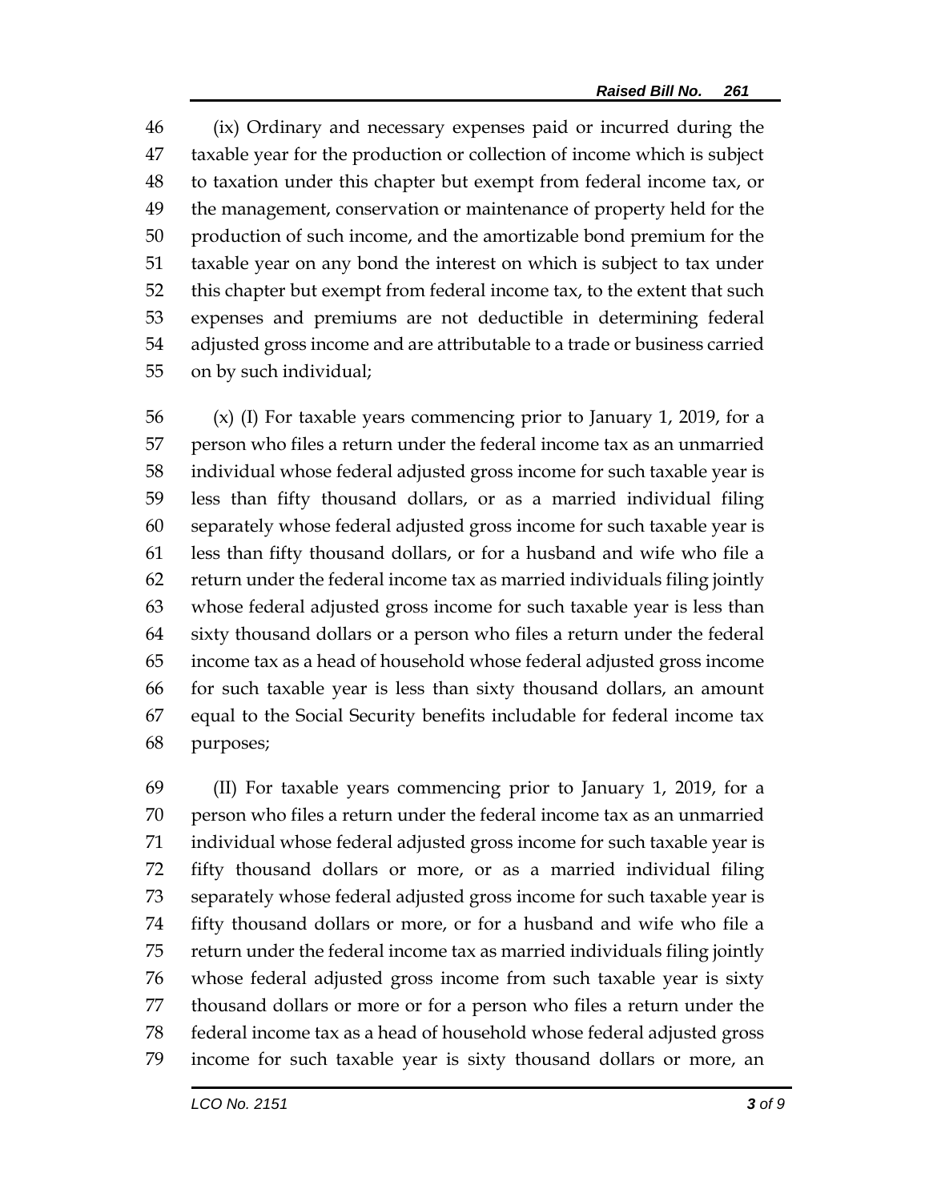(ix) Ordinary and necessary expenses paid or incurred during the taxable year for the production or collection of income which is subject to taxation under this chapter but exempt from federal income tax, or the management, conservation or maintenance of property held for the production of such income, and the amortizable bond premium for the taxable year on any bond the interest on which is subject to tax under this chapter but exempt from federal income tax, to the extent that such expenses and premiums are not deductible in determining federal adjusted gross income and are attributable to a trade or business carried on by such individual;

(x) (I) For taxable years commencing prior to January 1, 2019, for a person who files a return under the federal income tax as an unmarried individual whose federal adjusted gross income for such taxable year is less than fifty thousand dollars, or as a married individual filing separately whose federal adjusted gross income for such taxable year is less than fifty thousand dollars, or for a husband and wife who file a return under the federal income tax as married individuals filing jointly whose federal adjusted gross income for such taxable year is less than sixty thousand dollars or a person who files a return under the federal income tax as a head of household whose federal adjusted gross income for such taxable year is less than sixty thousand dollars, an amount equal to the Social Security benefits includable for federal income tax purposes;

(II) For taxable years commencing prior to January 1, 2019, for a person who files a return under the federal income tax as an unmarried individual whose federal adjusted gross income for such taxable year is fifty thousand dollars or more, or as a married individual filing separately whose federal adjusted gross income for such taxable year is fifty thousand dollars or more, or for a husband and wife who file a return under the federal income tax as married individuals filing jointly whose federal adjusted gross income from such taxable year is sixty thousand dollars or more or for a person who files a return under the federal income tax as a head of household whose federal adjusted gross income for such taxable year is sixty thousand dollars or more, an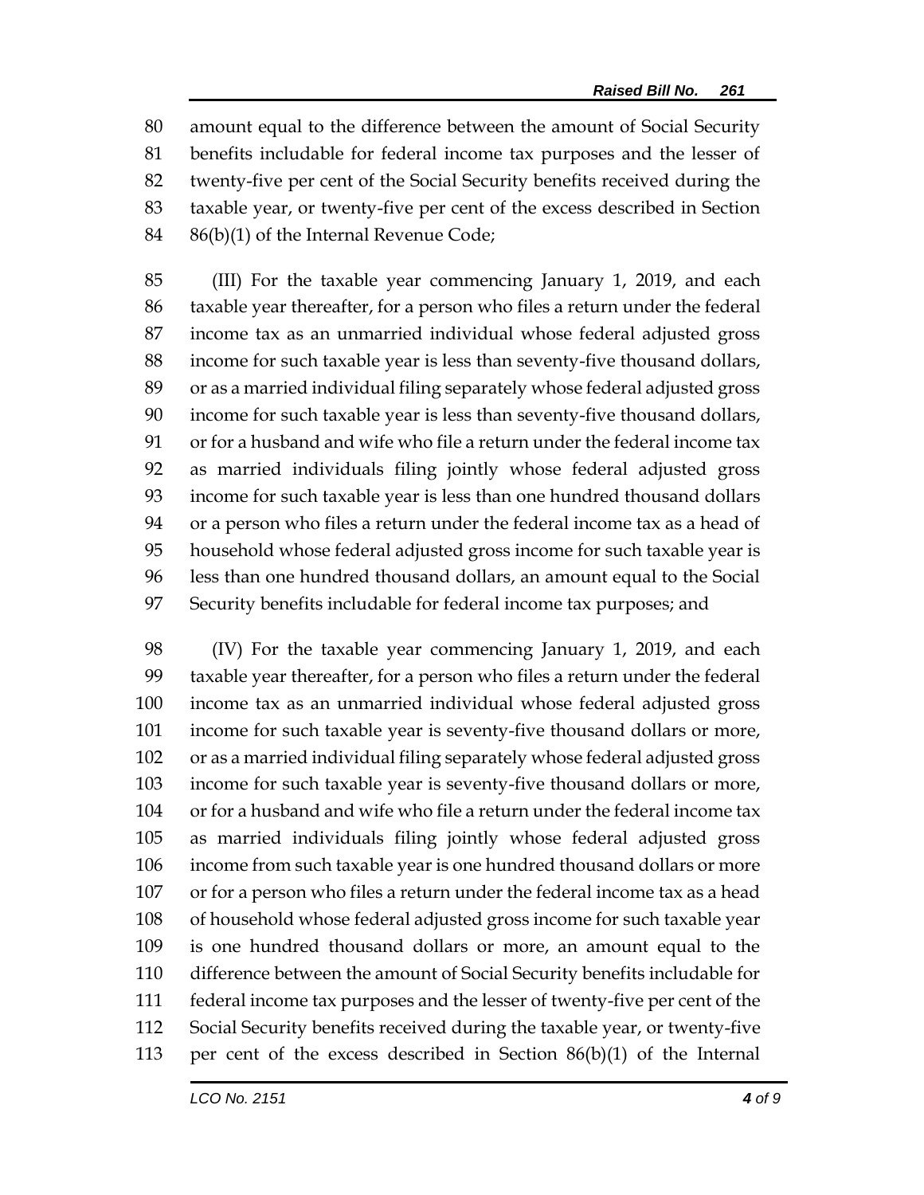amount equal to the difference between the amount of Social Security benefits includable for federal income tax purposes and the lesser of twenty-five per cent of the Social Security benefits received during the taxable year, or twenty-five per cent of the excess described in Section 86(b)(1) of the Internal Revenue Code;

(III) For the taxable year commencing January 1, 2019, and each taxable year thereafter, for a person who files a return under the federal income tax as an unmarried individual whose federal adjusted gross income for such taxable year is less than seventy-five thousand dollars, or as a married individual filing separately whose federal adjusted gross income for such taxable year is less than seventy-five thousand dollars, or for a husband and wife who file a return under the federal income tax as married individuals filing jointly whose federal adjusted gross income for such taxable year is less than one hundred thousand dollars or a person who files a return under the federal income tax as a head of household whose federal adjusted gross income for such taxable year is less than one hundred thousand dollars, an amount equal to the Social Security benefits includable for federal income tax purposes; and

(IV) For the taxable year commencing January 1, 2019, and each taxable year thereafter, for a person who files a return under the federal income tax as an unmarried individual whose federal adjusted gross income for such taxable year is seventy-five thousand dollars or more, or as a married individual filing separately whose federal adjusted gross income for such taxable year is seventy-five thousand dollars or more, or for a husband and wife who file a return under the federal income tax as married individuals filing jointly whose federal adjusted gross income from such taxable year is one hundred thousand dollars or more or for a person who files a return under the federal income tax as a head of household whose federal adjusted gross income for such taxable year is one hundred thousand dollars or more, an amount equal to the difference between the amount of Social Security benefits includable for federal income tax purposes and the lesser of twenty-five per cent of the Social Security benefits received during the taxable year, or twenty-five per cent of the excess described in Section 86(b)(1) of the Internal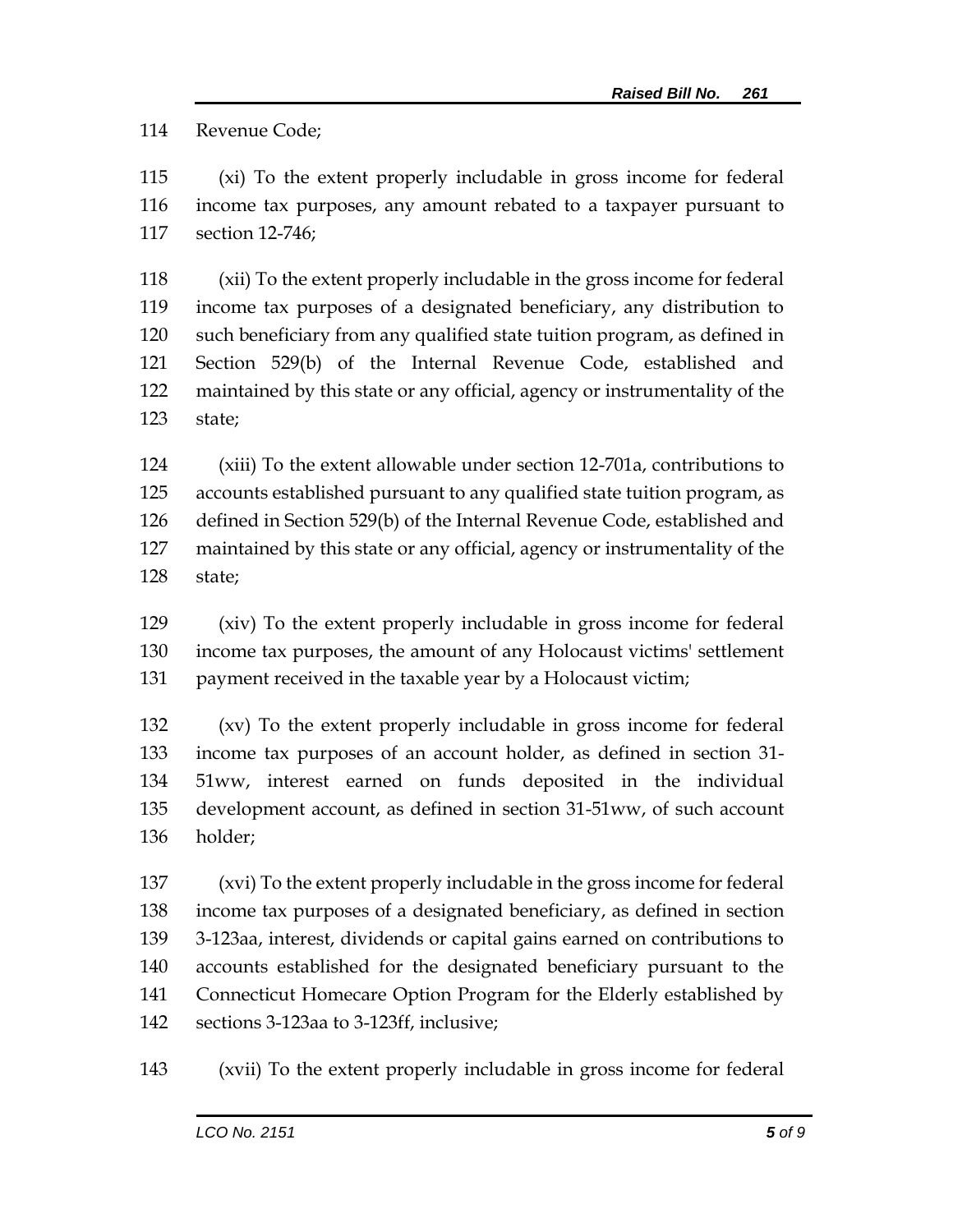114 Revenue Code;

115 (xi) To the extent properly includable in gross income for federal
116 income tax purposes, any amount rebated to a taxpayer pursuant to
117 section 12-746;

118 (xii) To the extent properly includable in the gross income for federal
119 income tax purposes of a designated beneficiary, any distribution to
120 such beneficiary from any qualified state tuition program, as defined in
121 Section 529(b) of the Internal Revenue Code, established and
122 maintained by this state or any official, agency or instrumentality of the
123 state;

124 (xiii) To the extent allowable under section 12-701a, contributions to
125 accounts established pursuant to any qualified state tuition program, as
126 defined in Section 529(b) of the Internal Revenue Code, established and
127 maintained by this state or any official, agency or instrumentality of the
128 state;

129 (xiv) To the extent properly includable in gross income for federal
130 income tax purposes, the amount of any Holocaust victims' settlement
131 payment received in the taxable year by a Holocaust victim;

132 (xv) To the extent properly includable in gross income for federal
133 income tax purposes of an account holder, as defined in section 31-
134 51ww, interest earned on funds deposited in the individual
135 development account, as defined in section 31-51ww, of such account
136 holder;

137 (xvi) To the extent properly includable in the gross income for federal
138 income tax purposes of a designated beneficiary, as defined in section
139 3-123aa, interest, dividends or capital gains earned on contributions to
140 accounts established for the designated beneficiary pursuant to the
141 Connecticut Homecare Option Program for the Elderly established by
142 sections 3-123aa to 3-123ff, inclusive;

143 (xvii) To the extent properly includable in gross income for federal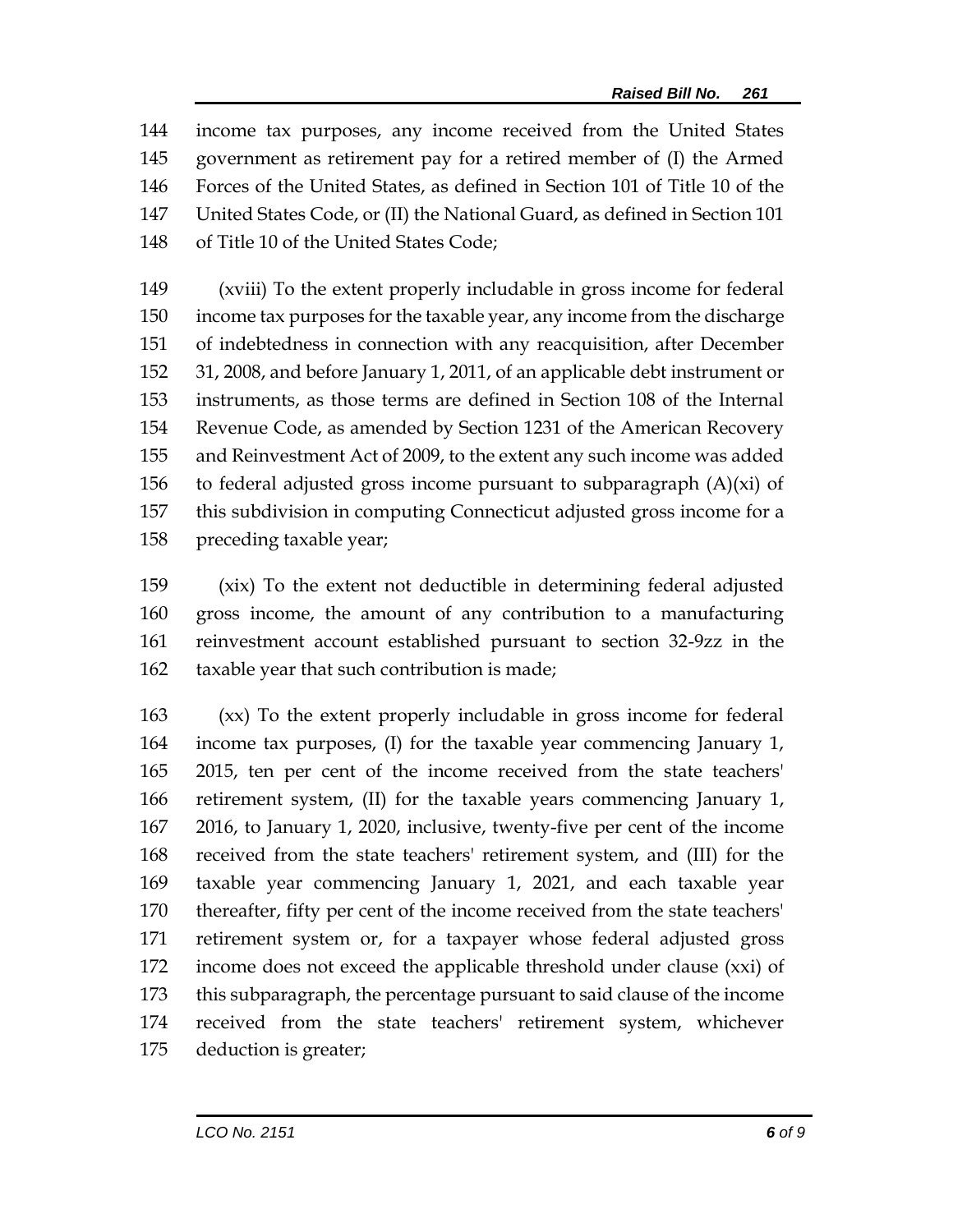144 income tax purposes, any income received from the United States
145 government as retirement pay for a retired member of (I) the Armed
146 Forces of the United States, as defined in Section 101 of Title 10 of the
147 United States Code, or (II) the National Guard, as defined in Section 101
148 of Title 10 of the United States Code;

149 (xviii) To the extent properly includable in gross income for federal
150 income tax purposes for the taxable year, any income from the discharge
151 of indebtedness in connection with any reacquisition, after December
152 31, 2008, and before January 1, 2011, of an applicable debt instrument or
153 instruments, as those terms are defined in Section 108 of the Internal
154 Revenue Code, as amended by Section 1231 of the American Recovery
155 and Reinvestment Act of 2009, to the extent any such income was added
156 to federal adjusted gross income pursuant to subparagraph (A)(xi) of
157 this subdivision in computing Connecticut adjusted gross income for a
158 preceding taxable year;

159 (xix) To the extent not deductible in determining federal adjusted
160 gross income, the amount of any contribution to a manufacturing
161 reinvestment account established pursuant to section 32-9zz in the
162 taxable year that such contribution is made;

163 (xx) To the extent properly includable in gross income for federal
164 income tax purposes, (I) for the taxable year commencing January 1,
165 2015, ten per cent of the income received from the state teachers'
166 retirement system, (II) for the taxable years commencing January 1,
167 2016, to January 1, 2020, inclusive, twenty-five per cent of the income
168 received from the state teachers' retirement system, and (III) for the
169 taxable year commencing January 1, 2021, and each taxable year
170 thereafter, fifty per cent of the income received from the state teachers'
171 retirement system or, for a taxpayer whose federal adjusted gross
172 income does not exceed the applicable threshold under clause (xxi) of
173 this subparagraph, the percentage pursuant to said clause of the income
174 received from the state teachers' retirement system, whichever
175 deduction is greater;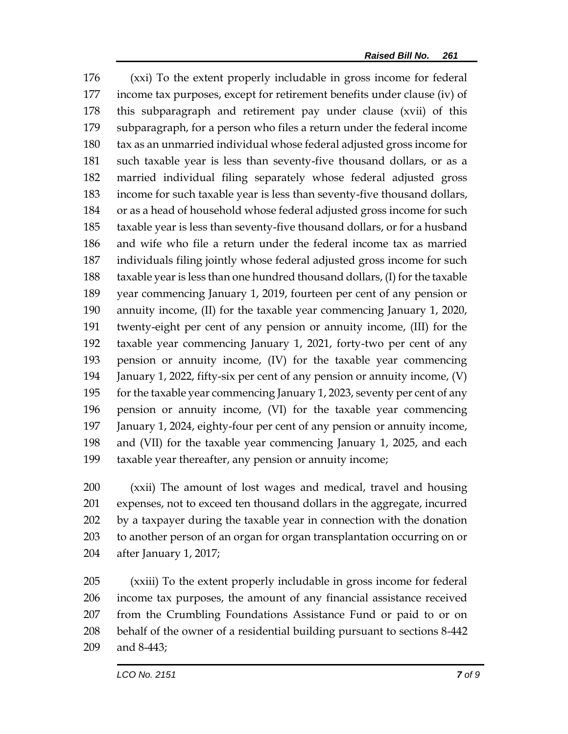(xxi) To the extent properly includable in gross income for federal income tax purposes, except for retirement benefits under clause (iv) of this subparagraph and retirement pay under clause (xvii) of this subparagraph, for a person who files a return under the federal income tax as an unmarried individual whose federal adjusted gross income for such taxable year is less than seventy-five thousand dollars, or as a married individual filing separately whose federal adjusted gross income for such taxable year is less than seventy-five thousand dollars, or as a head of household whose federal adjusted gross income for such taxable year is less than seventy-five thousand dollars, or for a husband and wife who file a return under the federal income tax as married individuals filing jointly whose federal adjusted gross income for such taxable year is less than one hundred thousand dollars, (I) for the taxable year commencing January 1, 2019, fourteen per cent of any pension or annuity income, (II) for the taxable year commencing January 1, 2020, twenty-eight per cent of any pension or annuity income, (III) for the taxable year commencing January 1, 2021, forty-two per cent of any pension or annuity income, (IV) for the taxable year commencing January 1, 2022, fifty-six per cent of any pension or annuity income, (V) for the taxable year commencing January 1, 2023, seventy per cent of any pension or annuity income, (VI) for the taxable year commencing January 1, 2024, eighty-four per cent of any pension or annuity income, and (VII) for the taxable year commencing January 1, 2025, and each taxable year thereafter, any pension or annuity income;

(xxii) The amount of lost wages and medical, travel and housing expenses, not to exceed ten thousand dollars in the aggregate, incurred by a taxpayer during the taxable year in connection with the donation to another person of an organ for organ transplantation occurring on or after January 1, 2017;

(xxiii) To the extent properly includable in gross income for federal income tax purposes, the amount of any financial assistance received from the Crumbling Foundations Assistance Fund or paid to or on behalf of the owner of a residential building pursuant to sections 8-442 and 8-443;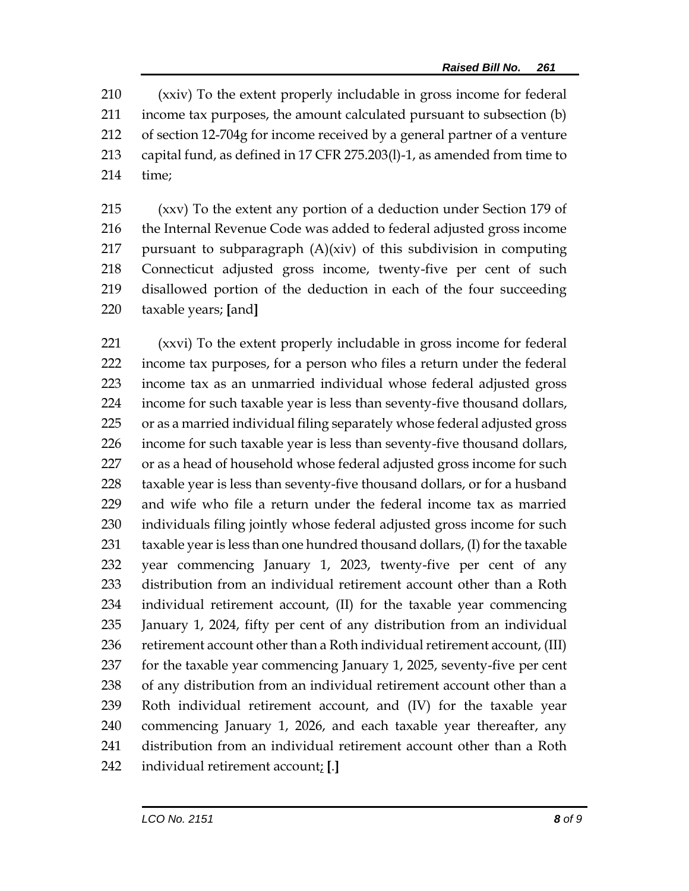(xxiv) To the extent properly includable in gross income for federal income tax purposes, the amount calculated pursuant to subsection (b) of section 12-704g for income received by a general partner of a venture capital fund, as defined in 17 CFR 275.203(l)-1, as amended from time to time;

(xxv) To the extent any portion of a deduction under Section 179 of the Internal Revenue Code was added to federal adjusted gross income pursuant to subparagraph (A)(xiv) of this subdivision in computing Connecticut adjusted gross income, twenty-five per cent of such disallowed portion of the deduction in each of the four succeeding taxable years; [and]

(xxvi) To the extent properly includable in gross income for federal income tax purposes, for a person who files a return under the federal income tax as an unmarried individual whose federal adjusted gross income for such taxable year is less than seventy-five thousand dollars, or as a married individual filing separately whose federal adjusted gross income for such taxable year is less than seventy-five thousand dollars, or as a head of household whose federal adjusted gross income for such taxable year is less than seventy-five thousand dollars, or for a husband and wife who file a return under the federal income tax as married individuals filing jointly whose federal adjusted gross income for such taxable year is less than one hundred thousand dollars, (I) for the taxable year commencing January 1, 2023, twenty-five per cent of any distribution from an individual retirement account other than a Roth individual retirement account, (II) for the taxable year commencing January 1, 2024, fifty per cent of any distribution from an individual retirement account other than a Roth individual retirement account, (III) for the taxable year commencing January 1, 2025, seventy-five per cent of any distribution from an individual retirement account other than a Roth individual retirement account, and (IV) for the taxable year commencing January 1, 2026, and each taxable year thereafter, any distribution from an individual retirement account other than a Roth individual retirement account; [.]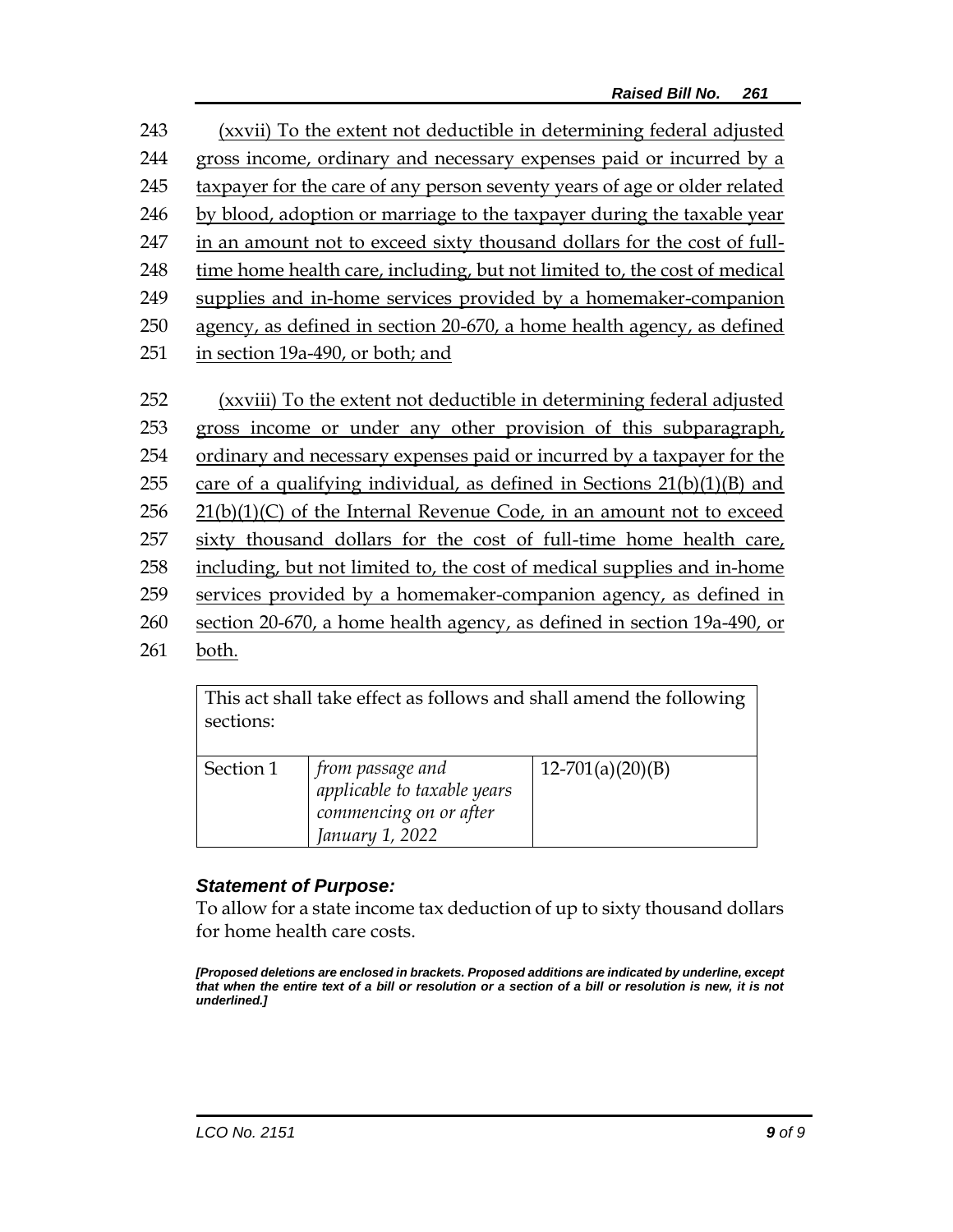(xxvii) To the extent not deductible in determining federal adjusted gross income, ordinary and necessary expenses paid or incurred by a taxpayer for the care of any person seventy years of age or older related by blood, adoption or marriage to the taxpayer during the taxable year in an amount not to exceed sixty thousand dollars for the cost of full-time home health care, including, but not limited to, the cost of medical supplies and in-home services provided by a homemaker-companion agency, as defined in section 20-670, a home health agency, as defined in section 19a-490, or both; and

(xxviii) To the extent not deductible in determining federal adjusted gross income or under any other provision of this subparagraph, ordinary and necessary expenses paid or incurred by a taxpayer for the care of a qualifying individual, as defined in Sections 21(b)(1)(B) and 21(b)(1)(C) of the Internal Revenue Code, in an amount not to exceed sixty thousand dollars for the cost of full-time home health care, including, but not limited to, the cost of medical supplies and in-home services provided by a homemaker-companion agency, as defined in section 20-670, a home health agency, as defined in section 19a-490, or both.

| This act shall take effect as follows and shall amend the following sections: | | |
|---|---|---|
| Section 1 | *from passage and applicable to taxable years commencing on or after January 1, 2022* | 12-701(a)(20)(B) |

### *Statement of Purpose:*

To allow for a state income tax deduction of up to sixty thousand dollars for home health care costs.

***[Proposed deletions are enclosed in brackets. Proposed additions are indicated by underline, except that when the entire text of a bill or resolution or a section of a bill or resolution is new, it is not underlined.]***